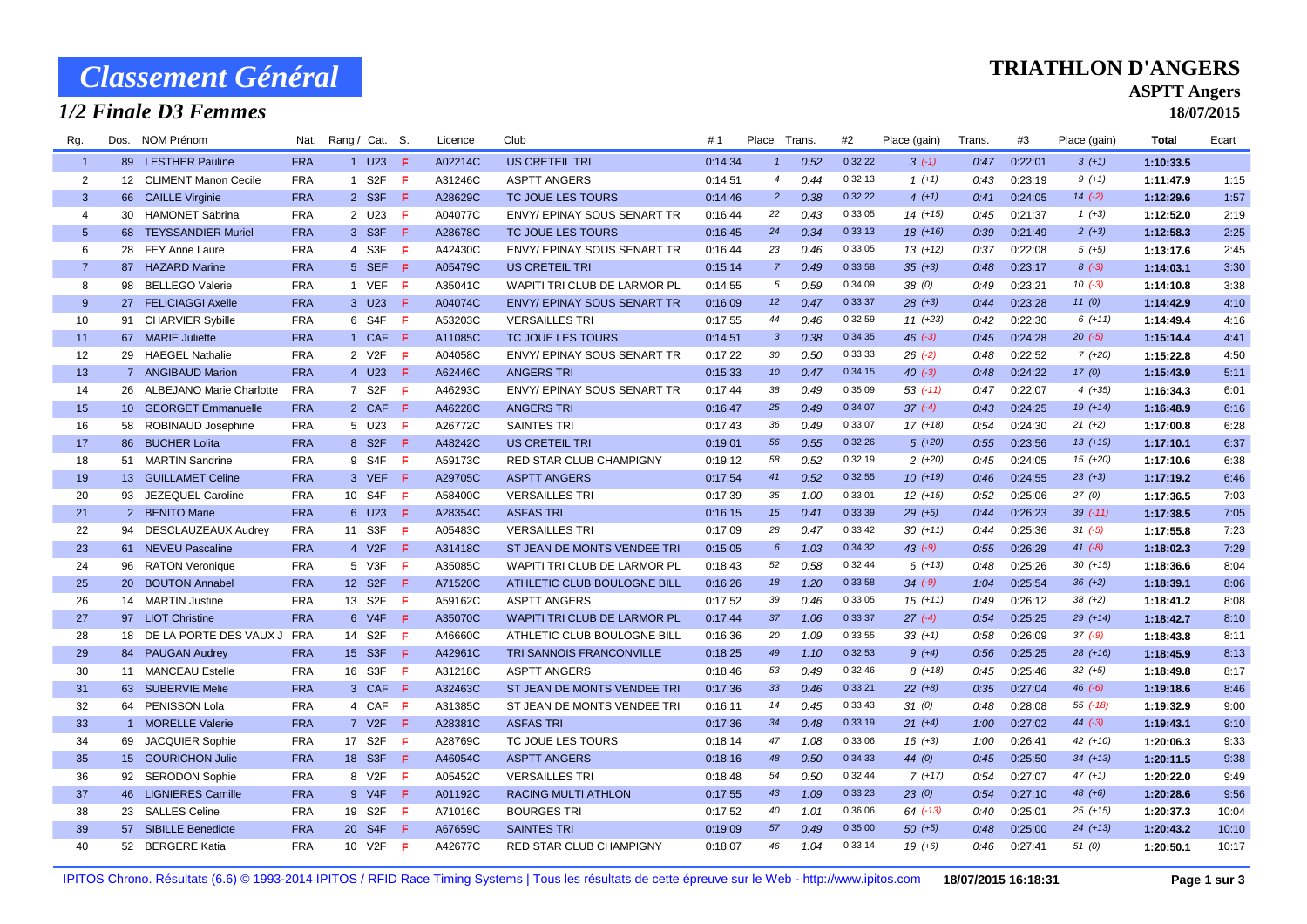# Classement Général

## 1/2 Finale D3 Femmes

**TRIATHLON D'ANGERS**

**ASPTT Angers**

**18/07/2015**

| Rg. | Dos. | NOM Prénom | Nat. | Rang / Cat. | S. | Licence | Club | # 1 | Place | Trans. | #2 | Place (gain) | Trans. | #3 | Place (gain) | Total | Ecart |
|---|---|---|---|---|---|---|---|---|---|---|---|---|---|---|---|---|---|
| 1 | 89 | LESTHER Pauline | FRA | 1 U23 | F | A02214C | US CRETEIL TRI | 0:14:34 | 1 | 0:52 | 0:32:22 | 3 (-1) | 0:47 | 0:22:01 | 3 (+1) | 1:10:33.5 | |
| 2 | 12 | CLIMENT Manon Cecile | FRA | 1 S2F | F | A31246C | ASPTT ANGERS | 0:14:51 | 4 | 0:44 | 0:32:13 | 1 (+1) | 0:43 | 0:23:19 | 9 (+1) | 1:11:47.9 | 1:15 |
| 3 | 66 | CAILLE Virginie | FRA | 2 S3F | F | A28629C | TC JOUE LES TOURS | 0:14:46 | 2 | 0:38 | 0:32:22 | 4 (+1) | 0:41 | 0:24:05 | 14 (-2) | 1:12:29.6 | 1:57 |
| 4 | 30 | HAMONET Sabrina | FRA | 2 U23 | F | A04077C | ENVY/ EPINAY SOUS SENART TR | 0:16:44 | 22 | 0:43 | 0:33:05 | 14 (+15) | 0:45 | 0:21:37 | 1 (+3) | 1:12:52.0 | 2:19 |
| 5 | 68 | TEYSSANDIER Muriel | FRA | 3 S3F | F | A28678C | TC JOUE LES TOURS | 0:16:45 | 24 | 0:34 | 0:33:13 | 18 (+16) | 0:39 | 0:21:49 | 2 (+3) | 1:12:58.3 | 2:25 |
| 6 | 28 | FEY Anne Laure | FRA | 4 S3F | F | A42430C | ENVY/ EPINAY SOUS SENART TR | 0:16:44 | 23 | 0:46 | 0:33:05 | 13 (+12) | 0:37 | 0:22:08 | 5 (+5) | 1:13:17.6 | 2:45 |
| 7 | 87 | HAZARD Marine | FRA | 5 SEF | F | A05479C | US CRETEIL TRI | 0:15:14 | 7 | 0:49 | 0:33:58 | 35 (+3) | 0:48 | 0:23:17 | 8 (-3) | 1:14:03.1 | 3:30 |
| 8 | 98 | BELLEGO Valerie | FRA | 1 VEF | F | A35041C | WAPITI TRI CLUB DE LARMOR PL | 0:14:55 | 5 | 0:59 | 0:34:09 | 38 (0) | 0:49 | 0:23:21 | 10 (-3) | 1:14:10.8 | 3:38 |
| 9 | 27 | FELICIAGGI Axelle | FRA | 3 U23 | F | A04074C | ENVY/ EPINAY SOUS SENART TR | 0:16:09 | 12 | 0:47 | 0:33:37 | 28 (+3) | 0:44 | 0:23:28 | 11 (0) | 1:14:42.9 | 4:10 |
| 10 | 91 | CHARVIER Sybille | FRA | 6 S4F | F | A53203C | VERSAILLES TRI | 0:17:55 | 44 | 0:46 | 0:32:59 | 11 (+23) | 0:42 | 0:22:30 | 6 (+11) | 1:14:49.4 | 4:16 |
| 11 | 67 | MARIE Juliette | FRA | 1 CAF | F | A11085C | TC JOUE LES TOURS | 0:14:51 | 3 | 0:38 | 0:34:35 | 46 (-3) | 0:45 | 0:24:28 | 20 (-5) | 1:15:14.4 | 4:41 |
| 12 | 29 | HAEGEL Nathalie | FRA | 2 V2F | F | A04058C | ENVY/ EPINAY SOUS SENART TR | 0:17:22 | 30 | 0:50 | 0:33:33 | 26 (-2) | 0:48 | 0:22:52 | 7 (+20) | 1:15:22.8 | 4:50 |
| 13 | 7 | ANGIBAUD Marion | FRA | 4 U23 | F | A62446C | ANGERS TRI | 0:15:33 | 10 | 0:47 | 0:34:15 | 40 (-3) | 0:48 | 0:24:22 | 17 (0) | 1:15:43.9 | 5:11 |
| 14 | 26 | ALBEJANO Marie Charlotte | FRA | 7 S2F | F | A46293C | ENVY/ EPINAY SOUS SENART TR | 0:17:44 | 38 | 0:49 | 0:35:09 | 53 (-11) | 0:47 | 0:22:07 | 4 (+35) | 1:16:34.3 | 6:01 |
| 15 | 10 | GEORGET Emmanuelle | FRA | 2 CAF | F | A46228C | ANGERS TRI | 0:16:47 | 25 | 0:49 | 0:34:07 | 37 (-4) | 0:43 | 0:24:25 | 19 (+14) | 1:16:48.9 | 6:16 |
| 16 | 58 | ROBINAUD Josephine | FRA | 5 U23 | F | A26772C | SAINTES TRI | 0:17:43 | 36 | 0:49 | 0:33:07 | 17 (+18) | 0:54 | 0:24:30 | 21 (+2) | 1:17:00.8 | 6:28 |
| 17 | 86 | BUCHER Lolita | FRA | 8 S2F | F | A48242C | US CRETEIL TRI | 0:19:01 | 56 | 0:55 | 0:32:26 | 5 (+20) | 0:55 | 0:23:56 | 13 (+19) | 1:17:10.1 | 6:37 |
| 18 | 51 | MARTIN Sandrine | FRA | 9 S4F | F | A59173C | RED STAR CLUB CHAMPIGNY | 0:19:12 | 58 | 0:52 | 0:32:19 | 2 (+20) | 0:45 | 0:24:05 | 15 (+20) | 1:17:10.6 | 6:38 |
| 19 | 13 | GUILLAMET Celine | FRA | 3 VEF | F | A29705C | ASPTT ANGERS | 0:17:54 | 41 | 0:52 | 0:32:55 | 10 (+19) | 0:46 | 0:24:55 | 23 (+3) | 1:17:19.2 | 6:46 |
| 20 | 93 | JEZEQUEL Caroline | FRA | 10 S4F | F | A58400C | VERSAILLES TRI | 0:17:39 | 35 | 1:00 | 0:33:01 | 12 (+15) | 0:52 | 0:25:06 | 27 (0) | 1:17:36.5 | 7:03 |
| 21 | 2 | BENITO Marie | FRA | 6 U23 | F | A28354C | ASFAS TRI | 0:16:15 | 15 | 0:41 | 0:33:39 | 29 (+5) | 0:44 | 0:26:23 | 39 (-11) | 1:17:38.5 | 7:05 |
| 22 | 94 | DESCLAUZEAUX Audrey | FRA | 11 S3F | F | A05483C | VERSAILLES TRI | 0:17:09 | 28 | 0:47 | 0:33:42 | 30 (+11) | 0:44 | 0:25:36 | 31 (-5) | 1:17:55.8 | 7:23 |
| 23 | 61 | NEVEU Pascaline | FRA | 4 V2F | F | A31418C | ST JEAN DE MONTS VENDEE TRI | 0:15:05 | 6 | 1:03 | 0:34:32 | 43 (-9) | 0:55 | 0:26:29 | 41 (-8) | 1:18:02.3 | 7:29 |
| 24 | 96 | RATON Veronique | FRA | 5 V3F | F | A35085C | WAPITI TRI CLUB DE LARMOR PL | 0:18:43 | 52 | 0:58 | 0:32:44 | 6 (+13) | 0:48 | 0:25:26 | 30 (+15) | 1:18:36.6 | 8:04 |
| 25 | 20 | BOUTON Annabel | FRA | 12 S2F | F | A71520C | ATHLETIC CLUB BOULOGNE BILL | 0:16:26 | 18 | 1:20 | 0:33:58 | 34 (-9) | 1:04 | 0:25:54 | 36 (+2) | 1:18:39.1 | 8:06 |
| 26 | 14 | MARTIN Justine | FRA | 13 S2F | F | A59162C | ASPTT ANGERS | 0:17:52 | 39 | 0:46 | 0:33:05 | 15 (+11) | 0:49 | 0:26:12 | 38 (+2) | 1:18:41.2 | 8:08 |
| 27 | 97 | LIOT Christine | FRA | 6 V4F | F | A35070C | WAPITI TRI CLUB DE LARMOR PL | 0:17:44 | 37 | 1:06 | 0:33:37 | 27 (-4) | 0:54 | 0:25:25 | 29 (+14) | 1:18:42.7 | 8:10 |
| 28 | 18 | DE LA PORTE DES VAUX J | FRA | 14 S2F | F | A46660C | ATHLETIC CLUB BOULOGNE BILL | 0:16:36 | 20 | 1:09 | 0:33:55 | 33 (+1) | 0:58 | 0:26:09 | 37 (-9) | 1:18:43.8 | 8:11 |
| 29 | 84 | PAUGAN Audrey | FRA | 15 S3F | F | A42961C | TRI SANNOIS FRANCONVILLE | 0:18:25 | 49 | 1:10 | 0:32:53 | 9 (+4) | 0:56 | 0:25:25 | 28 (+16) | 1:18:45.9 | 8:13 |
| 30 | 11 | MANCEAU Estelle | FRA | 16 S3F | F | A31218C | ASPTT ANGERS | 0:18:46 | 53 | 0:49 | 0:32:46 | 8 (+18) | 0:45 | 0:25:46 | 32 (+5) | 1:18:49.8 | 8:17 |
| 31 | 63 | SUBERVIE Melie | FRA | 3 CAF | F | A32463C | ST JEAN DE MONTS VENDEE TRI | 0:17:36 | 33 | 0:46 | 0:33:21 | 22 (+8) | 0:35 | 0:27:04 | 46 (-6) | 1:19:18.6 | 8:46 |
| 32 | 64 | PENISSON Lola | FRA | 4 CAF | F | A31385C | ST JEAN DE MONTS VENDEE TRI | 0:16:11 | 14 | 0:45 | 0:33:43 | 31 (0) | 0:48 | 0:28:08 | 55 (-18) | 1:19:32.9 | 9:00 |
| 33 | 1 | MORELLE Valerie | FRA | 7 V2F | F | A28381C | ASFAS TRI | 0:17:36 | 34 | 0:48 | 0:33:19 | 21 (+4) | 1:00 | 0:27:02 | 44 (-3) | 1:19:43.1 | 9:10 |
| 34 | 69 | JACQUIER Sophie | FRA | 17 S2F | F | A28769C | TC JOUE LES TOURS | 0:18:14 | 47 | 1:08 | 0:33:06 | 16 (+3) | 1:00 | 0:26:41 | 42 (+10) | 1:20:06.3 | 9:33 |
| 35 | 15 | GOURICHON Julie | FRA | 18 S3F | F | A46054C | ASPTT ANGERS | 0:18:16 | 48 | 0:50 | 0:34:33 | 44 (0) | 0:45 | 0:25:50 | 34 (+13) | 1:20:11.5 | 9:38 |
| 36 | 92 | SERODON Sophie | FRA | 8 V2F | F | A05452C | VERSAILLES TRI | 0:18:48 | 54 | 0:50 | 0:32:44 | 7 (+17) | 0:54 | 0:27:07 | 47 (+1) | 1:20:22.0 | 9:49 |
| 37 | 46 | LIGNIERES Camille | FRA | 9 V4F | F | A01192C | RACING MULTI ATHLON | 0:17:55 | 43 | 1:09 | 0:33:23 | 23 (0) | 0:54 | 0:27:10 | 48 (+6) | 1:20:28.6 | 9:56 |
| 38 | 23 | SALLES Celine | FRA | 19 S2F | F | A71016C | BOURGES TRI | 0:17:52 | 40 | 1:01 | 0:36:06 | 64 (-13) | 0:40 | 0:25:01 | 25 (+15) | 1:20:37.3 | 10:04 |
| 39 | 57 | SIBILLE Benedicte | FRA | 20 S4F | F | A67659C | SAINTES TRI | 0:19:09 | 57 | 0:49 | 0:35:00 | 50 (+5) | 0:48 | 0:25:00 | 24 (+13) | 1:20:43.2 | 10:10 |
| 40 | 52 | BERGERE Katia | FRA | 10 V2F | F | A42677C | RED STAR CLUB CHAMPIGNY | 0:18:07 | 46 | 1:04 | 0:33:14 | 19 (+6) | 0:46 | 0:27:41 | 51 (0) | 1:20:50.1 | 10:17 |

IPITOS Chrono. Résultats (6.6) © 1993-2014 IPITOS / RFID Race Timing Systems | Tous les résultats de cette épreuve sur le Web - http://www.ipitos.com 18/07/2015 16:18:31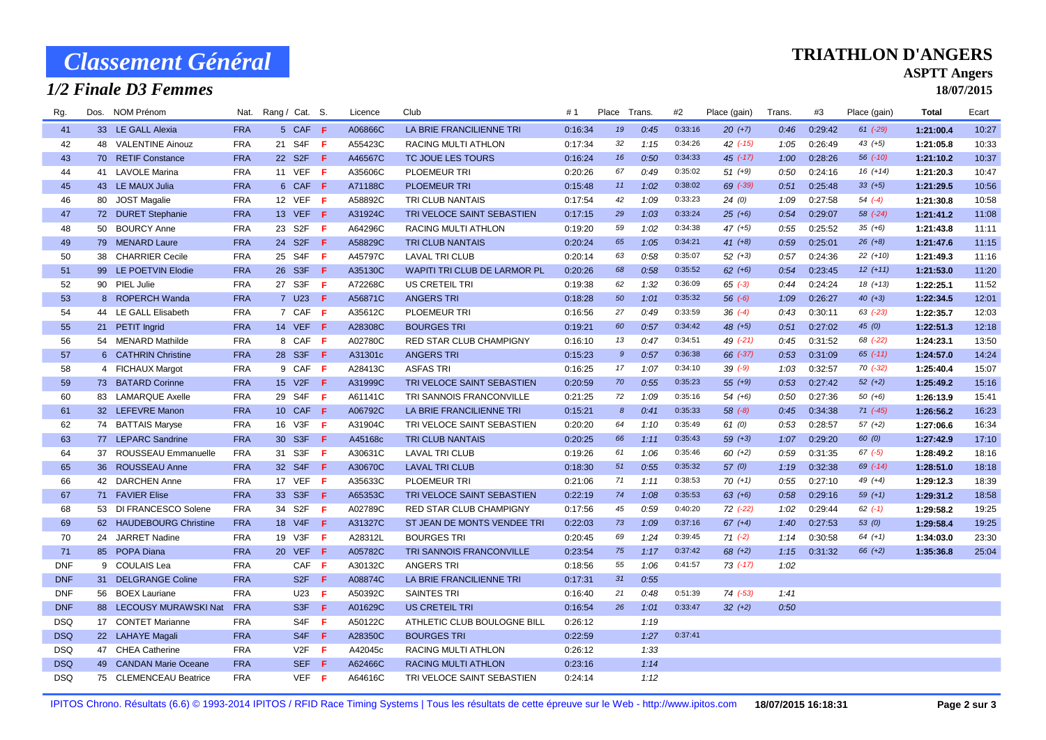# Classement Général

## 1/2 Finale D3 Femmes

**TRIATHLON D'ANGERS**

**ASPTT Angers**

**18/07/2015**

| Rg. | Dos. | NOM Prénom | Nat. | Rang / Cat. | S. | Licence | Club | #1 | Place | Trans. | #2 | Place (gain) | Trans. | #3 | Place (gain) | Total | Ecart |
|---|---|---|---|---|---|---|---|---|---|---|---|---|---|---|---|---|---|
| 41 | 33 | LE GALL Alexia | FRA | 5 CAF | F | A06866C | LA BRIE FRANCILIENNE TRI | 0:16:34 | 19 | 0:45 | 0:33:16 | 20 (+7) | 0:46 | 0:29:42 | 61 (-29) | 1:21:00.4 | 10:27 |
| 42 | 48 | VALENTINE Ainouz | FRA | 21 S4F | F | A55423C | RACING MULTI ATHLON | 0:17:34 | 32 | 1:15 | 0:34:26 | 42 (-15) | 1:05 | 0:26:49 | 43 (+5) | 1:21:05.8 | 10:33 |
| 43 | 70 | RETIF Constance | FRA | 22 S2F | F | A46567C | TC JOUE LES TOURS | 0:16:24 | 16 | 0:50 | 0:34:33 | 45 (-17) | 1:00 | 0:28:26 | 56 (-10) | 1:21:10.2 | 10:37 |
| 44 | 41 | LAVOLE Marina | FRA | 11 VEF | F | A35606C | PLOEMEUR TRI | 0:20:26 | 67 | 0:49 | 0:35:02 | 51 (+9) | 0:50 | 0:24:16 | 16 (+14) | 1:21:20.3 | 10:47 |
| 45 | 43 | LE MAUX Julia | FRA | 6 CAF | F | A71188C | PLOEMEUR TRI | 0:15:48 | 11 | 1:02 | 0:38:02 | 69 (-39) | 0:51 | 0:25:48 | 33 (+5) | 1:21:29.5 | 10:56 |
| 46 | 80 | JOST Magalie | FRA | 12 VEF | F | A58892C | TRI CLUB NANTAIS | 0:17:54 | 42 | 1:09 | 0:33:23 | 24 (0) | 1:09 | 0:27:58 | 54 (-4) | 1:21:30.8 | 10:58 |
| 47 | 72 | DURET Stephanie | FRA | 13 VEF | F | A31924C | TRI VELOCE SAINT SEBASTIEN | 0:17:15 | 29 | 1:03 | 0:33:24 | 25 (+6) | 0:54 | 0:29:07 | 58 (-24) | 1:21:41.2 | 11:08 |
| 48 | 50 | BOURCY Anne | FRA | 23 S2F | F | A64296C | RACING MULTI ATHLON | 0:19:20 | 59 | 1:02 | 0:34:38 | 47 (+5) | 0:55 | 0:25:52 | 35 (+6) | 1:21:43.8 | 11:11 |
| 49 | 79 | MENARD Laure | FRA | 24 S2F | F | A58829C | TRI CLUB NANTAIS | 0:20:24 | 65 | 1:05 | 0:34:21 | 41 (+8) | 0:59 | 0:25:01 | 26 (+8) | 1:21:47.6 | 11:15 |
| 50 | 38 | CHARRIER Cecile | FRA | 25 S4F | F | A45797C | LAVAL TRI CLUB | 0:20:14 | 63 | 0:58 | 0:35:07 | 52 (+3) | 0:57 | 0:24:36 | 22 (+10) | 1:21:49.3 | 11:16 |
| 51 | 99 | LE POETVIN Elodie | FRA | 26 S3F | F | A35130C | WAPITI TRI CLUB DE LARMOR PL | 0:20:26 | 68 | 0:58 | 0:35:52 | 62 (+6) | 0:54 | 0:23:45 | 12 (+11) | 1:21:53.0 | 11:20 |
| 52 | 90 | PIEL Julie | FRA | 27 S3F | F | A72268C | US CRETEIL TRI | 0:19:38 | 62 | 1:32 | 0:36:09 | 65 (-3) | 0:44 | 0:24:24 | 18 (+13) | 1:22:25.1 | 11:52 |
| 53 | 8 | ROPERCH Wanda | FRA | 7 U23 | F | A56871C | ANGERS TRI | 0:18:28 | 50 | 1:01 | 0:35:32 | 56 (-6) | 1:09 | 0:26:27 | 40 (+3) | 1:22:34.5 | 12:01 |
| 54 | 44 | LE GALL Elisabeth | FRA | 7 CAF | F | A35612C | PLOEMEUR TRI | 0:16:56 | 27 | 0:49 | 0:33:59 | 36 (-4) | 0:43 | 0:30:11 | 63 (-23) | 1:22:35.7 | 12:03 |
| 55 | 21 | PETIT Ingrid | FRA | 14 VEF | F | A28308C | BOURGES TRI | 0:19:21 | 60 | 0:57 | 0:34:42 | 48 (+5) | 0:51 | 0:27:02 | 45 (0) | 1:22:51.3 | 12:18 |
| 56 | 54 | MENARD Mathilde | FRA | 8 CAF | F | A02780C | RED STAR CLUB CHAMPIGNY | 0:16:10 | 13 | 0:47 | 0:34:51 | 49 (-21) | 0:45 | 0:31:52 | 68 (-22) | 1:24:23.1 | 13:50 |
| 57 | 6 | CATHRIN Christine | FRA | 28 S3F | F | A31301c | ANGERS TRI | 0:15:23 | 9 | 0:57 | 0:36:38 | 66 (-37) | 0:53 | 0:31:09 | 65 (-11) | 1:24:57.0 | 14:24 |
| 58 | 4 | FICHAUX Margot | FRA | 9 CAF | F | A28413C | ASFAS TRI | 0:16:25 | 17 | 1:07 | 0:34:10 | 39 (-9) | 1:03 | 0:32:57 | 70 (-32) | 1:25:40.4 | 15:07 |
| 59 | 73 | BATARD Corinne | FRA | 15 V2F | F | A31999C | TRI VELOCE SAINT SEBASTIEN | 0:20:59 | 70 | 0:55 | 0:35:23 | 55 (+9) | 0:53 | 0:27:42 | 52 (+2) | 1:25:49.2 | 15:16 |
| 60 | 83 | LAMARQUE Axelle | FRA | 29 S4F | F | A61141C | TRI SANNOIS FRANCONVILLE | 0:21:25 | 72 | 1:09 | 0:35:16 | 54 (+6) | 0:50 | 0:27:36 | 50 (+6) | 1:26:13.9 | 15:41 |
| 61 | 32 | LEFEVRE Manon | FRA | 10 CAF | F | A06792C | LA BRIE FRANCILIENNE TRI | 0:15:21 | 8 | 0:41 | 0:35:33 | 58 (-8) | 0:45 | 0:34:38 | 71 (-45) | 1:26:56.2 | 16:23 |
| 62 | 74 | BATTAIS Maryse | FRA | 16 V3F | F | A31904C | TRI VELOCE SAINT SEBASTIEN | 0:20:20 | 64 | 1:10 | 0:35:49 | 61 (0) | 0:53 | 0:28:57 | 57 (+2) | 1:27:06.6 | 16:34 |
| 63 | 77 | LEPARC Sandrine | FRA | 30 S3F | F | A45168c | TRI CLUB NANTAIS | 0:20:25 | 66 | 1:11 | 0:35:43 | 59 (+3) | 1:07 | 0:29:20 | 60 (0) | 1:27:42.9 | 17:10 |
| 64 | 37 | ROUSSEAU Emmanuelle | FRA | 31 S3F | F | A30631C | LAVAL TRI CLUB | 0:19:26 | 61 | 1:06 | 0:35:46 | 60 (+2) | 0:59 | 0:31:35 | 67 (-5) | 1:28:49.2 | 18:16 |
| 65 | 36 | ROUSSEAU Anne | FRA | 32 S4F | F | A30670C | LAVAL TRI CLUB | 0:18:30 | 51 | 0:55 | 0:35:32 | 57 (0) | 1:19 | 0:32:38 | 69 (-14) | 1:28:51.0 | 18:18 |
| 66 | 42 | DARCHEN Anne | FRA | 17 VEF | F | A35633C | PLOEMEUR TRI | 0:21:06 | 71 | 1:11 | 0:38:53 | 70 (+1) | 0:55 | 0:27:10 | 49 (+4) | 1:29:12.3 | 18:39 |
| 67 | 71 | FAVIER Elise | FRA | 33 S3F | F | A65353C | TRI VELOCE SAINT SEBASTIEN | 0:22:19 | 74 | 1:08 | 0:35:53 | 63 (+6) | 0:58 | 0:29:16 | 59 (+1) | 1:29:31.2 | 18:58 |
| 68 | 53 | DI FRANCESCO Solene | FRA | 34 S2F | F | A02789C | RED STAR CLUB CHAMPIGNY | 0:17:56 | 45 | 0:59 | 0:40:20 | 72 (-22) | 1:02 | 0:29:44 | 62 (-1) | 1:29:58.2 | 19:25 |
| 69 | 62 | HAUDEBOURG Christine | FRA | 18 V4F | F | A31327C | ST JEAN DE MONTS VENDEE TRI | 0:22:03 | 73 | 1:09 | 0:37:16 | 67 (+4) | 1:40 | 0:27:53 | 53 (0) | 1:29:58.4 | 19:25 |
| 70 | 24 | JARRET Nadine | FRA | 19 V3F | F | A28312L | BOURGES TRI | 0:20:45 | 69 | 1:24 | 0:39:45 | 71 (-2) | 1:14 | 0:30:58 | 64 (+1) | 1:34:03.0 | 23:30 |
| 71 | 85 | POPA Diana | FRA | 20 VEF | F | A05782C | TRI SANNOIS FRANCONVILLE | 0:23:54 | 75 | 1:17 | 0:37:42 | 68 (+2) | 1:15 | 0:31:32 | 66 (+2) | 1:35:36.8 | 25:04 |
| DNF | 9 | COULAIS Lea | FRA | CAF | F | A30132C | ANGERS TRI | 0:18:56 | 55 | 1:06 | 0:41:57 | 73 (-17) | 1:02 | | | | |
| DNF | 31 | DELGRANGE Coline | FRA | S2F | F | A08874C | LA BRIE FRANCILIENNE TRI | 0:17:31 | 31 | 0:55 | | | | | | | |
| DNF | 56 | BOEX Lauriane | FRA | U23 | F | A50392C | SAINTES TRI | 0:16:40 | 21 | 0:48 | 0:51:39 | 74 (-53) | 1:41 | | | | |
| DNF | 88 | LECOUSY MURAWSKI Nat | FRA | S3F | F | A01629C | US CRETEIL TRI | 0:16:54 | 26 | 1:01 | 0:33:47 | 32 (+2) | 0:50 | | | | |
| DSQ | 17 | CONTET Marianne | FRA | S4F | F | A50122C | ATHLETIC CLUB BOULOGNE BILL | 0:26:12 | | 1:19 | | | | | | | |
| DSQ | 22 | LAHAYE Magali | FRA | S4F | F | A28350C | BOURGES TRI | 0:22:59 | | 1:27 | 0:37:41 | | | | | | |
| DSQ | 47 | CHEA Catherine | FRA | V2F | F | A42045c | RACING MULTI ATHLON | 0:26:12 | | 1:33 | | | | | | | |
| DSQ | 49 | CANDAN Marie Oceane | FRA | SEF | F | A62466C | RACING MULTI ATHLON | 0:23:16 | | 1:14 | | | | | | | |
| DSQ | 75 | CLEMENCEAU Beatrice | FRA | VEF | F | A64616C | TRI VELOCE SAINT SEBASTIEN | 0:24:14 | | 1:12 | | | | | | | |

IPITOS Chrono. Résultats (6.6) © 1993-2014 IPITOS / RFID Race Timing Systems | Tous les résultats de cette épreuve sur le Web - http://www.ipitos.com 18/07/2015 16:18:31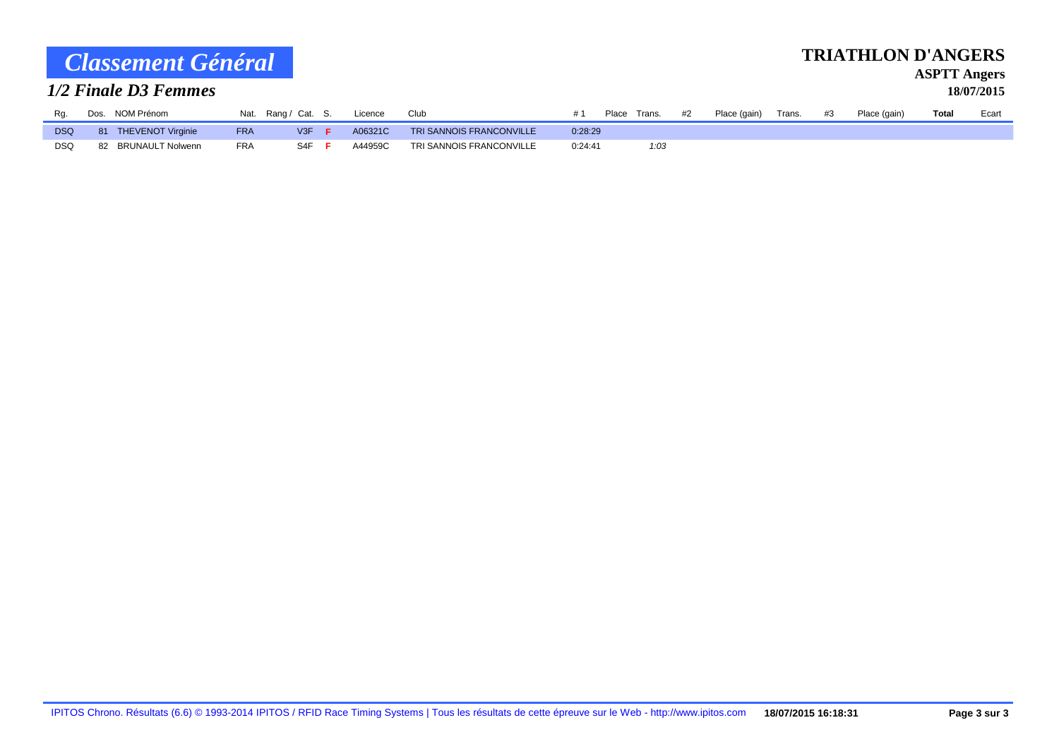# Classement Général

## 1/2 Finale D3 Femmes

**TRIATHLON D'ANGERS**

**ASPTT Angers**

**18/07/2015**

| Rg. | Dos. | NOM Prénom | Nat. | Rang / Cat. | S. | Licence | Club | # 1 | Place | Trans. | #2 | Place (gain) | Trans. | #3 | Place (gain) | Total | Ecart |
|---|---|---|---|---|---|---|---|---|---|---|---|---|---|---|---|---|---|
| DSQ | 81 | THEVENOT Virginie | FRA | V3F | F | A06321C | TRI SANNOIS FRANCONVILLE | 0:28:29 | | | | | | | | | |
| DSQ | 82 | BRUNAULT Nolwenn | FRA | S4F | F | A44959C | TRI SANNOIS FRANCONVILLE | 0:24:41 | | *1:03* | | | | | | | |

IPITOS Chrono. Résultats (6.6) © 1993-2014 IPITOS / RFID Race Timing Systems | Tous les résultats de cette épreuve sur le Web - http://www.ipitos.com **18/07/2015 16:18:31**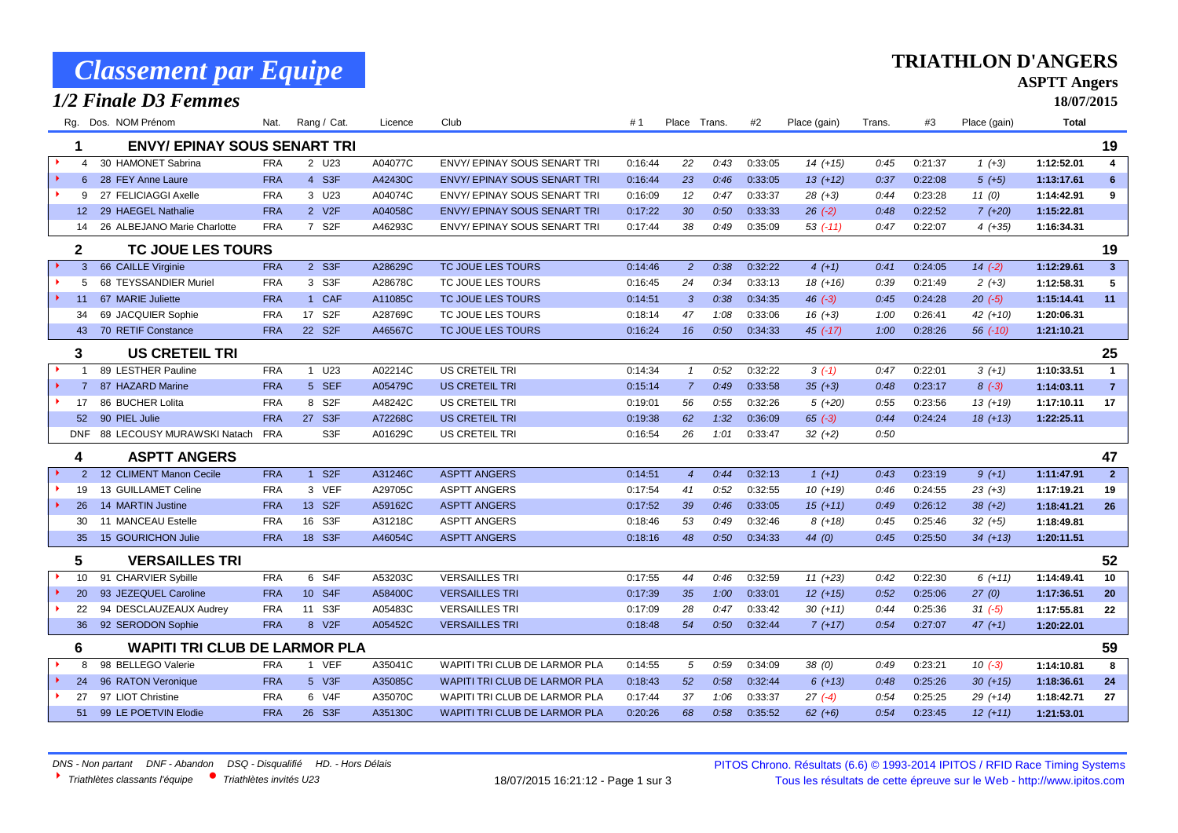# Classement par Equipe

## 1/2 Finale D3 Femmes

**TRIATHLON D'ANGERS**

**ASPTT Angers**

**18/07/2015**

| Rg. | Dos. | NOM Prénom | Nat. | Rang / Cat. | Licence | Club | #1 | Place | Trans. | #2 | Place (gain) | Trans. | #3 | Place (gain) | Total | |
|---|---|---|---|---|---|---|---|---|---|---|---|---|---|---|---|---|
| **1** | | **ENVY/ EPINAY SOUS SENART TRI** | | | | | | | | | | | | | | **19** |
| 4 | 30 | HAMONET Sabrina | FRA | 2 U23 | A04077C | ENVY/ EPINAY SOUS SENART TRI | 0:16:44 | 22 | 0:43 | 0:33:05 | 14 (+15) | 0:45 | 0:21:37 | 1 (+3) | 1:12:52.01 | 4 |
| 6 | 28 | FEY Anne Laure | FRA | 4 S3F | A42430C | ENVY/ EPINAY SOUS SENART TRI | 0:16:44 | 23 | 0:46 | 0:33:05 | 13 (+12) | 0:37 | 0:22:08 | 5 (+5) | 1:13:17.61 | 6 |
| 9 | 27 | FELICIAGGI Axelle | FRA | 3 U23 | A04074C | ENVY/ EPINAY SOUS SENART TRI | 0:16:09 | 12 | 0:47 | 0:33:37 | 28 (+3) | 0:44 | 0:23:28 | 11 (0) | 1:14:42.91 | 9 |
| 12 | 29 | HAEGEL Nathalie | FRA | 2 V2F | A04058C | ENVY/ EPINAY SOUS SENART TRI | 0:17:22 | 30 | 0:50 | 0:33:33 | 26 (-2) | 0:48 | 0:22:52 | 7 (+20) | 1:15:22.81 | |
| 14 | 26 | ALBEJANO Marie Charlotte | FRA | 7 S2F | A46293C | ENVY/ EPINAY SOUS SENART TRI | 0:17:44 | 38 | 0:49 | 0:35:09 | 53 (-11) | 0:47 | 0:22:07 | 4 (+35) | 1:16:34.31 | |
| **2** | | **TC JOUE LES TOURS** | | | | | | | | | | | | | | **19** |
| 3 | 66 | CAILLE Virginie | FRA | 2 S3F | A28629C | TC JOUE LES TOURS | 0:14:46 | 2 | 0:38 | 0:32:22 | 4 (+1) | 0:41 | 0:24:05 | 14 (-2) | 1:12:29.61 | 3 |
| 5 | 68 | TEYSSANDIER Muriel | FRA | 3 S3F | A28678C | TC JOUE LES TOURS | 0:16:45 | 24 | 0:34 | 0:33:13 | 18 (+16) | 0:39 | 0:21:49 | 2 (+3) | 1:12:58.31 | 5 |
| 11 | 67 | MARIE Juliette | FRA | 1 CAF | A11085C | TC JOUE LES TOURS | 0:14:51 | 3 | 0:38 | 0:34:35 | 46 (-3) | 0:45 | 0:24:28 | 20 (-5) | 1:15:14.41 | 11 |
| 34 | 69 | JACQUIER Sophie | FRA | 17 S2F | A28769C | TC JOUE LES TOURS | 0:18:14 | 47 | 1:08 | 0:33:06 | 16 (+3) | 1:00 | 0:26:41 | 42 (+10) | 1:20:06.31 | |
| 43 | 70 | RETIF Constance | FRA | 22 S2F | A46567C | TC JOUE LES TOURS | 0:16:24 | 16 | 0:50 | 0:34:33 | 45 (-17) | 1:00 | 0:28:26 | 56 (-10) | 1:21:10.21 | |
| **3** | | **US CRETEIL TRI** | | | | | | | | | | | | | | **25** |
| 1 | 89 | LESTHER Pauline | FRA | 1 U23 | A02214C | US CRETEIL TRI | 0:14:34 | 1 | 0:52 | 0:32:22 | 3 (-1) | 0:47 | 0:22:01 | 3 (+1) | 1:10:33.51 | 1 |
| 7 | 87 | HAZARD Marine | FRA | 5 SEF | A05479C | US CRETEIL TRI | 0:15:14 | 7 | 0:49 | 0:33:58 | 35 (+3) | 0:48 | 0:23:17 | 8 (-3) | 1:14:03.11 | 7 |
| 17 | 86 | BUCHER Lolita | FRA | 8 S2F | A48242C | US CRETEIL TRI | 0:19:01 | 56 | 0:55 | 0:32:26 | 5 (+20) | 0:55 | 0:23:56 | 13 (+19) | 1:17:10.11 | 17 |
| 52 | 90 | PIEL Julie | FRA | 27 S3F | A72268C | US CRETEIL TRI | 0:19:38 | 62 | 1:32 | 0:36:09 | 65 (-3) | 0:44 | 0:24:24 | 18 (+13) | 1:22:25.11 | |
| DNF | 88 | LECOUSY MURAWSKI Natach | FRA | S3F | A01629C | US CRETEIL TRI | 0:16:54 | 26 | 1:01 | 0:33:47 | 32 (+2) | 0:50 | | | | |
| **4** | | **ASPTT ANGERS** | | | | | | | | | | | | | | **47** |
| 2 | 12 | CLIMENT Manon Cecile | FRA | 1 S2F | A31246C | ASPTT ANGERS | 0:14:51 | 4 | 0:44 | 0:32:13 | 1 (+1) | 0:43 | 0:23:19 | 9 (+1) | 1:11:47.91 | 2 |
| 19 | 13 | GUILLAMET Celine | FRA | 3 VEF | A29705C | ASPTT ANGERS | 0:17:54 | 41 | 0:52 | 0:32:55 | 10 (+19) | 0:46 | 0:24:55 | 23 (+3) | 1:17:19.21 | 19 |
| 26 | 14 | MARTIN Justine | FRA | 13 S2F | A59162C | ASPTT ANGERS | 0:17:52 | 39 | 0:46 | 0:33:05 | 15 (+11) | 0:49 | 0:26:12 | 38 (+2) | 1:18:41.21 | 26 |
| 30 | 11 | MANCEAU Estelle | FRA | 16 S3F | A31218C | ASPTT ANGERS | 0:18:46 | 53 | 0:49 | 0:32:46 | 8 (+18) | 0:45 | 0:25:46 | 32 (+5) | 1:18:49.81 | |
| 35 | 15 | GOURICHON Julie | FRA | 18 S3F | A46054C | ASPTT ANGERS | 0:18:16 | 48 | 0:50 | 0:34:33 | 44 (0) | 0:45 | 0:25:50 | 34 (+13) | 1:20:11.51 | |
| **5** | | **VERSAILLES TRI** | | | | | | | | | | | | | | **52** |
| 10 | 91 | CHARVIER Sybille | FRA | 6 S4F | A53203C | VERSAILLES TRI | 0:17:55 | 44 | 0:46 | 0:32:59 | 11 (+23) | 0:42 | 0:22:30 | 6 (+11) | 1:14:49.41 | 10 |
| 20 | 93 | JEZEQUEL Caroline | FRA | 10 S4F | A58400C | VERSAILLES TRI | 0:17:39 | 35 | 1:00 | 0:33:01 | 12 (+15) | 0:52 | 0:25:06 | 27 (0) | 1:17:36.51 | 20 |
| 22 | 94 | DESCLAUZEAUX Audrey | FRA | 11 S3F | A05483C | VERSAILLES TRI | 0:17:09 | 28 | 0:47 | 0:33:42 | 30 (+11) | 0:44 | 0:25:36 | 31 (-5) | 1:17:55.81 | 22 |
| 36 | 92 | SERODON Sophie | FRA | 8 V2F | A05452C | VERSAILLES TRI | 0:18:48 | 54 | 0:50 | 0:32:44 | 7 (+17) | 0:54 | 0:27:07 | 47 (+1) | 1:20:22.01 | |
| **6** | | **WAPITI TRI CLUB DE LARMOR PLA** | | | | | | | | | | | | | | **59** |
| 8 | 98 | BELLEGO Valerie | FRA | 1 VEF | A35041C | WAPITI TRI CLUB DE LARMOR PLA | 0:14:55 | 5 | 0:59 | 0:34:09 | 38 (0) | 0:49 | 0:23:21 | 10 (-3) | 1:14:10.81 | 8 |
| 24 | 96 | RATON Veronique | FRA | 5 V3F | A35085C | WAPITI TRI CLUB DE LARMOR PLA | 0:18:43 | 52 | 0:58 | 0:32:44 | 6 (+13) | 0:48 | 0:25:26 | 30 (+15) | 1:18:36.61 | 24 |
| 27 | 97 | LIOT Christine | FRA | 6 V4F | A35070C | WAPITI TRI CLUB DE LARMOR PLA | 0:17:44 | 37 | 1:06 | 0:33:37 | 27 (-4) | 0:54 | 0:25:25 | 29 (+14) | 1:18:42.71 | 27 |
| 51 | 99 | LE POETVIN Elodie | FRA | 26 S3F | A35130C | WAPITI TRI CLUB DE LARMOR PLA | 0:20:26 | 68 | 0:58 | 0:35:52 | 62 (+6) | 0:54 | 0:23:45 | 12 (+11) | 1:21:53.01 | |

*DNS - Non partant DNF - Abandon DSQ - Disqualifié HD. - Hors Délais*

*Triathlètes classants l'équipe ● Triathlètes invités U23*

PITOS Chrono. Résultats (6.6) © 1993-2014 IPITOS / RFID Race Timing Systems

Tous les résultats de cette épreuve sur le Web - http://www.ipitos.com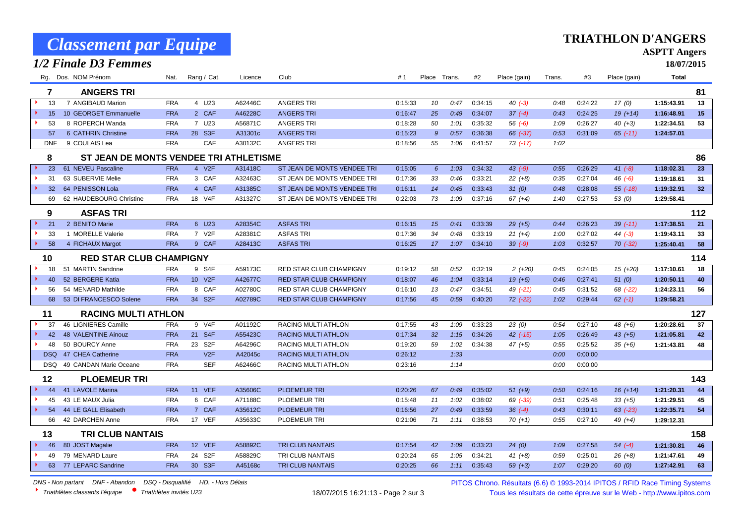# Classement par Equipe

## 1/2 Finale D3 Femmes

**TRIATHLON D'ANGERS**

**ASPTT Angers**

**18/07/2015**

| Rg. | Dos. | NOM Prénom | Nat. | Rang / Cat. | Licence | Club | #1 | Place | Trans. | #2 | Place (gain) | Trans. | #3 | Place (gain) | Total | |
|---|---|---|---|---|---|---|---|---|---|---|---|---|---|---|---|---|
| **7** | | **ANGERS TRI** | | | | | | | | | | | | | | **81** |
| 13 | 7 | ANGIBAUD Marion | FRA | 4 U23 | A62446C | ANGERS TRI | 0:15:33 | 10 | 0:47 | 0:34:15 | 40 (-3) | 0:48 | 0:24:22 | 17 (0) | 1:15:43.91 | 13 |
| 15 | 10 | GEORGET Emmanuelle | FRA | 2 CAF | A46228C | ANGERS TRI | 0:16:47 | 25 | 0:49 | 0:34:07 | 37 (-4) | 0:43 | 0:24:25 | 19 (+14) | 1:16:48.91 | 15 |
| 53 | 8 | ROPERCH Wanda | FRA | 7 U23 | A56871C | ANGERS TRI | 0:18:28 | 50 | 1:01 | 0:35:32 | 56 (-6) | 1:09 | 0:26:27 | 40 (+3) | 1:22:34.51 | 53 |
| 57 | 6 | CATHRIN Christine | FRA | 28 S3F | A31301c | ANGERS TRI | 0:15:23 | 9 | 0:57 | 0:36:38 | 66 (-37) | 0:53 | 0:31:09 | 65 (-11) | 1:24:57.01 | |
| DNF | 9 | COULAIS Lea | FRA | CAF | A30132C | ANGERS TRI | 0:18:56 | 55 | 1:06 | 0:41:57 | 73 (-17) | 1:02 | | | | |
| **8** | | **ST JEAN DE MONTS VENDEE TRI ATHLETISME** | | | | | | | | | | | | | | **86** |
| 23 | 61 | NEVEU Pascaline | FRA | 4 V2F | A31418C | ST JEAN DE MONTS VENDEE TRI | 0:15:05 | 6 | 1:03 | 0:34:32 | 43 (-9) | 0:55 | 0:26:29 | 41 (-8) | 1:18:02.31 | 23 |
| 31 | 63 | SUBERVIE Melie | FRA | 3 CAF | A32463C | ST JEAN DE MONTS VENDEE TRI | 0:17:36 | 33 | 0:46 | 0:33:21 | 22 (+8) | 0:35 | 0:27:04 | 46 (-6) | 1:19:18.61 | 31 |
| 32 | 64 | PENISSON Lola | FRA | 4 CAF | A31385C | ST JEAN DE MONTS VENDEE TRI | 0:16:11 | 14 | 0:45 | 0:33:43 | 31 (0) | 0:48 | 0:28:08 | 55 (-18) | 1:19:32.91 | 32 |
| 69 | 62 | HAUDEBOURG Christine | FRA | 18 V4F | A31327C | ST JEAN DE MONTS VENDEE TRI | 0:22:03 | 73 | 1:09 | 0:37:16 | 67 (+4) | 1:40 | 0:27:53 | 53 (0) | 1:29:58.41 | |
| **9** | | **ASFAS TRI** | | | | | | | | | | | | | | **112** |
| 21 | 2 | BENITO Marie | FRA | 6 U23 | A28354C | ASFAS TRI | 0:16:15 | 15 | 0:41 | 0:33:39 | 29 (+5) | 0:44 | 0:26:23 | 39 (-11) | 1:17:38.51 | 21 |
| 33 | 1 | MORELLE Valerie | FRA | 7 V2F | A28381C | ASFAS TRI | 0:17:36 | 34 | 0:48 | 0:33:19 | 21 (+4) | 1:00 | 0:27:02 | 44 (-3) | 1:19:43.11 | 33 |
| 58 | 4 | FICHAUX Margot | FRA | 9 CAF | A28413C | ASFAS TRI | 0:16:25 | 17 | 1:07 | 0:34:10 | 39 (-9) | 1:03 | 0:32:57 | 70 (-32) | 1:25:40.41 | 58 |
| **10** | | **RED STAR CLUB CHAMPIGNY** | | | | | | | | | | | | | | **114** |
| 18 | 51 | MARTIN Sandrine | FRA | 9 S4F | A59173C | RED STAR CLUB CHAMPIGNY | 0:19:12 | 58 | 0:52 | 0:32:19 | 2 (+20) | 0:45 | 0:24:05 | 15 (+20) | 1:17:10.61 | 18 |
| 40 | 52 | BERGERE Katia | FRA | 10 V2F | A42677C | RED STAR CLUB CHAMPIGNY | 0:18:07 | 46 | 1:04 | 0:33:14 | 19 (+6) | 0:46 | 0:27:41 | 51 (0) | 1:20:50.11 | 40 |
| 56 | 54 | MENARD Mathilde | FRA | 8 CAF | A02780C | RED STAR CLUB CHAMPIGNY | 0:16:10 | 13 | 0:47 | 0:34:51 | 49 (-21) | 0:45 | 0:31:52 | 68 (-22) | 1:24:23.11 | 56 |
| 68 | 53 | DI FRANCESCO Solene | FRA | 34 S2F | A02789C | RED STAR CLUB CHAMPIGNY | 0:17:56 | 45 | 0:59 | 0:40:20 | 72 (-22) | 1:02 | 0:29:44 | 62 (-1) | 1:29:58.21 | |
| **11** | | **RACING MULTI ATHLON** | | | | | | | | | | | | | | **127** |
| 37 | 46 | LIGNIERES Camille | FRA | 9 V4F | A01192C | RACING MULTI ATHLON | 0:17:55 | 43 | 1:09 | 0:33:23 | 23 (0) | 0:54 | 0:27:10 | 48 (+6) | 1:20:28.61 | 37 |
| 42 | 48 | VALENTINE Ainouz | FRA | 21 S4F | A55423C | RACING MULTI ATHLON | 0:17:34 | 32 | 1:15 | 0:34:26 | 42 (-15) | 1:05 | 0:26:49 | 43 (+5) | 1:21:05.81 | 42 |
| 48 | 50 | BOURCY Anne | FRA | 23 S2F | A64296C | RACING MULTI ATHLON | 0:19:20 | 59 | 1:02 | 0:34:38 | 47 (+5) | 0:55 | 0:25:52 | 35 (+6) | 1:21:43.81 | 48 |
| DSQ | 47 | CHEA Catherine | FRA | V2F | A42045c | RACING MULTI ATHLON | 0:26:12 | | 1:33 | | | 0:00 | 0:00:00 | | | |
| DSQ | 49 | CANDAN Marie Oceane | FRA | SEF | A62466C | RACING MULTI ATHLON | 0:23:16 | | 1:14 | | | 0:00 | 0:00:00 | | | |
| **12** | | **PLOEMEUR TRI** | | | | | | | | | | | | | | **143** |
| 44 | 41 | LAVOLE Marina | FRA | 11 VEF | A35606C | PLOEMEUR TRI | 0:20:26 | 67 | 0:49 | 0:35:02 | 51 (+9) | 0:50 | 0:24:16 | 16 (+14) | 1:21:20.31 | 44 |
| 45 | 43 | LE MAUX Julia | FRA | 6 CAF | A71188C | PLOEMEUR TRI | 0:15:48 | 11 | 1:02 | 0:38:02 | 69 (-39) | 0:51 | 0:25:48 | 33 (+5) | 1:21:29.51 | 45 |
| 54 | 44 | LE GALL Elisabeth | FRA | 7 CAF | A35612C | PLOEMEUR TRI | 0:16:56 | 27 | 0:49 | 0:33:59 | 36 (-4) | 0:43 | 0:30:11 | 63 (-23) | 1:22:35.71 | 54 |
| 66 | 42 | DARCHEN Anne | FRA | 17 VEF | A35633C | PLOEMEUR TRI | 0:21:06 | 71 | 1:11 | 0:38:53 | 70 (+1) | 0:55 | 0:27:10 | 49 (+4) | 1:29:12.31 | |
| **13** | | **TRI CLUB NANTAIS** | | | | | | | | | | | | | | **158** |
| 46 | 80 | JOST Magalie | FRA | 12 VEF | A58892C | TRI CLUB NANTAIS | 0:17:54 | 42 | 1:09 | 0:33:23 | 24 (0) | 1:09 | 0:27:58 | 54 (-4) | 1:21:30.81 | 46 |
| 49 | 79 | MENARD Laure | FRA | 24 S2F | A58829C | TRI CLUB NANTAIS | 0:20:24 | 65 | 1:05 | 0:34:21 | 41 (+8) | 0:59 | 0:25:01 | 26 (+8) | 1:21:47.61 | 49 |
| 63 | 77 | LEPARC Sandrine | FRA | 30 S3F | A45168c | TRI CLUB NANTAIS | 0:20:25 | 66 | 1:11 | 0:35:43 | 59 (+3) | 1:07 | 0:29:20 | 60 (0) | 1:27:42.91 | 63 |

*DNS - Non partant DNF - Abandon DSQ - Disqualifié HD. - Hors Délais*

*Triathlètes classants l'équipe • Triathlètes invités U23*

18/07/2015 16:21:13

PITOS Chrono. Résultats (6.6) © 1993-2014 IPITOS / RFID Race Timing Systems
Tous les résultats de cette épreuve sur le Web - http://www.ipitos.com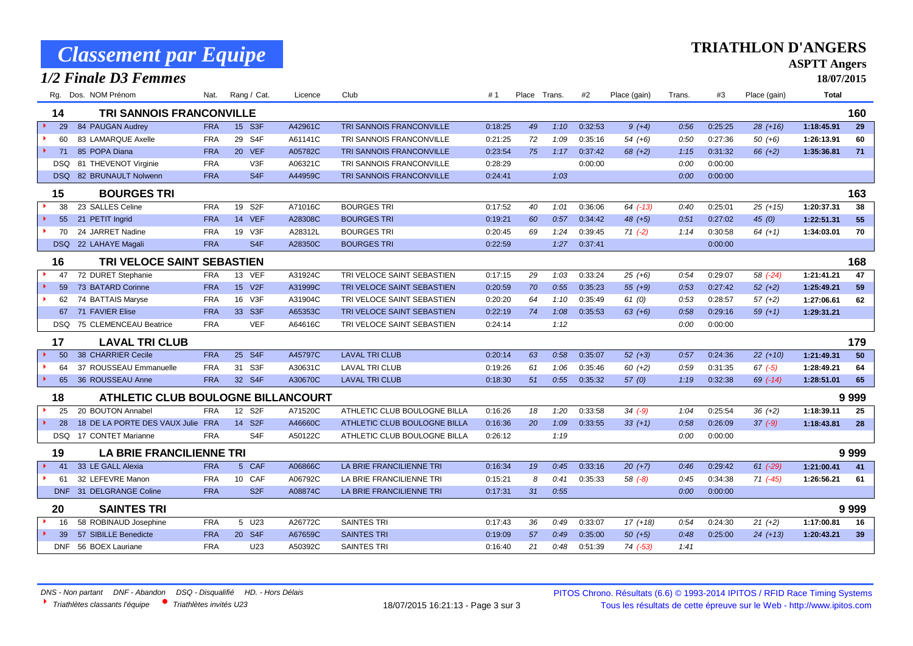# Classement par Equipe

**TRIATHLON D'ANGERS**

**ASPTT Angers**

## 1/2 Finale D3 Femmes

**18/07/2015**

| Rg. | Dos. NOM Prénom | Nat. | Rang / Cat. | Licence | Club | # 1 | Place | Trans. | #2 | Place (gain) | Trans. | #3 | Place (gain) | Total | |
|---|---|---|---|---|---|---|---|---|---|---|---|---|---|---|---|
| **14** | **TRI SANNOIS FRANCONVILLE** | | | | | | | | | | | | | | **160** |
| 29 | 84 PAUGAN Audrey | FRA | 15 S3F | A42961C | TRI SANNOIS FRANCONVILLE | 0:18:25 | 49 | 1:10 | 0:32:53 | 9 (+4) | 0:56 | 0:25:25 | 28 (+16) | 1:18:45.91 | 29 |
| 60 | 83 LAMARQUE Axelle | FRA | 29 S4F | A61141C | TRI SANNOIS FRANCONVILLE | 0:21:25 | 72 | 1:09 | 0:35:16 | 54 (+6) | 0:50 | 0:27:36 | 50 (+6) | 1:26:13.91 | 60 |
| 71 | 85 POPA Diana | FRA | 20 VEF | A05782C | TRI SANNOIS FRANCONVILLE | 0:23:54 | 75 | 1:17 | 0:37:42 | 68 (+2) | 1:15 | 0:31:32 | 66 (+2) | 1:35:36.81 | 71 |
| DSQ | 81 THEVENOT Virginie | FRA | V3F | A06321C | TRI SANNOIS FRANCONVILLE | 0:28:29 | | | 0:00:00 | | 0:00 | 0:00:00 | | | |
| DSQ | 82 BRUNAULT Nolwenn | FRA | S4F | A44959C | TRI SANNOIS FRANCONVILLE | 0:24:41 | | 1:03 | | | 0:00 | 0:00:00 | | | |
| **15** | **BOURGES TRI** | | | | | | | | | | | | | | **163** |
| 38 | 23 SALLES Celine | FRA | 19 S2F | A71016C | BOURGES TRI | 0:17:52 | 40 | 1:01 | 0:36:06 | 64 (-13) | 0:40 | 0:25:01 | 25 (+15) | 1:20:37.31 | 38 |
| 55 | 21 PETIT Ingrid | FRA | 14 VEF | A28308C | BOURGES TRI | 0:19:21 | 60 | 0:57 | 0:34:42 | 48 (+5) | 0:51 | 0:27:02 | 45 (0) | 1:22:51.31 | 55 |
| 70 | 24 JARRET Nadine | FRA | 19 V3F | A28312L | BOURGES TRI | 0:20:45 | 69 | 1:24 | 0:39:45 | 71 (-2) | 1:14 | 0:30:58 | 64 (+1) | 1:34:03.01 | 70 |
| DSQ | 22 LAHAYE Magali | FRA | S4F | A28350C | BOURGES TRI | 0:22:59 | | 1:27 | 0:37:41 | | | 0:00:00 | | | |
| **16** | **TRI VELOCE SAINT SEBASTIEN** | | | | | | | | | | | | | | **168** |
| 47 | 72 DURET Stephanie | FRA | 13 VEF | A31924C | TRI VELOCE SAINT SEBASTIEN | 0:17:15 | 29 | 1:03 | 0:33:24 | 25 (+6) | 0:54 | 0:29:07 | 58 (-24) | 1:21:41.21 | 47 |
| 59 | 73 BATARD Corinne | FRA | 15 V2F | A31999C | TRI VELOCE SAINT SEBASTIEN | 0:20:59 | 70 | 0:55 | 0:35:23 | 55 (+9) | 0:53 | 0:27:42 | 52 (+2) | 1:25:49.21 | 59 |
| 62 | 74 BATTAIS Maryse | FRA | 16 V3F | A31904C | TRI VELOCE SAINT SEBASTIEN | 0:20:20 | 64 | 1:10 | 0:35:49 | 61 (0) | 0:53 | 0:28:57 | 57 (+2) | 1:27:06.61 | 62 |
| 67 | 71 FAVIER Elise | FRA | 33 S3F | A65353C | TRI VELOCE SAINT SEBASTIEN | 0:22:19 | 74 | 1:08 | 0:35:53 | 63 (+6) | 0:58 | 0:29:16 | 59 (+1) | 1:29:31.21 | |
| DSQ | 75 CLEMENCEAU Beatrice | FRA | VEF | A64616C | TRI VELOCE SAINT SEBASTIEN | 0:24:14 | | 1:12 | | | 0:00 | 0:00:00 | | | |
| **17** | **LAVAL TRI CLUB** | | | | | | | | | | | | | | **179** |
| 50 | 38 CHARRIER Cecile | FRA | 25 S4F | A45797C | LAVAL TRI CLUB | 0:20:14 | 63 | 0:58 | 0:35:07 | 52 (+3) | 0:57 | 0:24:36 | 22 (+10) | 1:21:49.31 | 50 |
| 64 | 37 ROUSSEAU Emmanuelle | FRA | 31 S3F | A30631C | LAVAL TRI CLUB | 0:19:26 | 61 | 1:06 | 0:35:46 | 60 (+2) | 0:59 | 0:31:35 | 67 (-5) | 1:28:49.21 | 64 |
| 65 | 36 ROUSSEAU Anne | FRA | 32 S4F | A30670C | LAVAL TRI CLUB | 0:18:30 | 51 | 0:55 | 0:35:32 | 57 (0) | 1:19 | 0:32:38 | 69 (-14) | 1:28:51.01 | 65 |
| **18** | **ATHLETIC CLUB BOULOGNE BILLANCOURT** | | | | | | | | | | | | | | **9 999** |
| 25 | 20 BOUTON Annabel | FRA | 12 S2F | A71520C | ATHLETIC CLUB BOULOGNE BILLA | 0:16:26 | 18 | 1:20 | 0:33:58 | 34 (-9) | 1:04 | 0:25:54 | 36 (+2) | 1:18:39.11 | 25 |
| 28 | 18 DE LA PORTE DES VAUX Julie | FRA | 14 S2F | A46660C | ATHLETIC CLUB BOULOGNE BILLA | 0:16:36 | 20 | 1:09 | 0:33:55 | 33 (+1) | 0:58 | 0:26:09 | 37 (-9) | 1:18:43.81 | 28 |
| DSQ | 17 CONTET Marianne | FRA | S4F | A50122C | ATHLETIC CLUB BOULOGNE BILLA | 0:26:12 | | 1:19 | | | 0:00 | 0:00:00 | | | |
| **19** | **LA BRIE FRANCILIENNE TRI** | | | | | | | | | | | | | | **9 999** |
| 41 | 33 LE GALL Alexia | FRA | 5 CAF | A06866C | LA BRIE FRANCILIENNE TRI | 0:16:34 | 19 | 0:45 | 0:33:16 | 20 (+7) | 0:46 | 0:29:42 | 61 (-29) | 1:21:00.41 | 41 |
| 61 | 32 LEFEVRE Manon | FRA | 10 CAF | A06792C | LA BRIE FRANCILIENNE TRI | 0:15:21 | 8 | 0:41 | 0:35:33 | 58 (-8) | 0:45 | 0:34:38 | 71 (-45) | 1:26:56.21 | 61 |
| DNF | 31 DELGRANGE Coline | FRA | S2F | A08874C | LA BRIE FRANCILIENNE TRI | 0:17:31 | 31 | 0:55 | | | 0:00 | 0:00:00 | | | |
| **20** | **SAINTES TRI** | | | | | | | | | | | | | | **9 999** |
| 16 | 58 ROBINAUD Josephine | FRA | 5 U23 | A26772C | SAINTES TRI | 0:17:43 | 36 | 0:49 | 0:33:07 | 17 (+18) | 0:54 | 0:24:30 | 21 (+2) | 1:17:00.81 | 16 |
| 39 | 57 SIBILLE Benedicte | FRA | 20 S4F | A67659C | SAINTES TRI | 0:19:09 | 57 | 0:49 | 0:35:00 | 50 (+5) | 0:48 | 0:25:00 | 24 (+13) | 1:20:43.21 | 39 |
| DNF | 56 BOEX Lauriane | FRA | U23 | A50392C | SAINTES TRI | 0:16:40 | 21 | 0:48 | 0:51:39 | 74 (-53) | 1:41 | | | | |

*DNS - Non partant   DNF - Abandon   DSQ - Disqualifié   HD. - Hors Délais*

*Triathlètes classants l'équipe   Triathlètes invités U23*

18/07/2015 16:21:13

PITOS Chrono. Résultats (6.6) © 1993-2014 IPITOS / RFID Race Timing Systems
Tous les résultats de cette épreuve sur le Web - http://www.ipitos.com